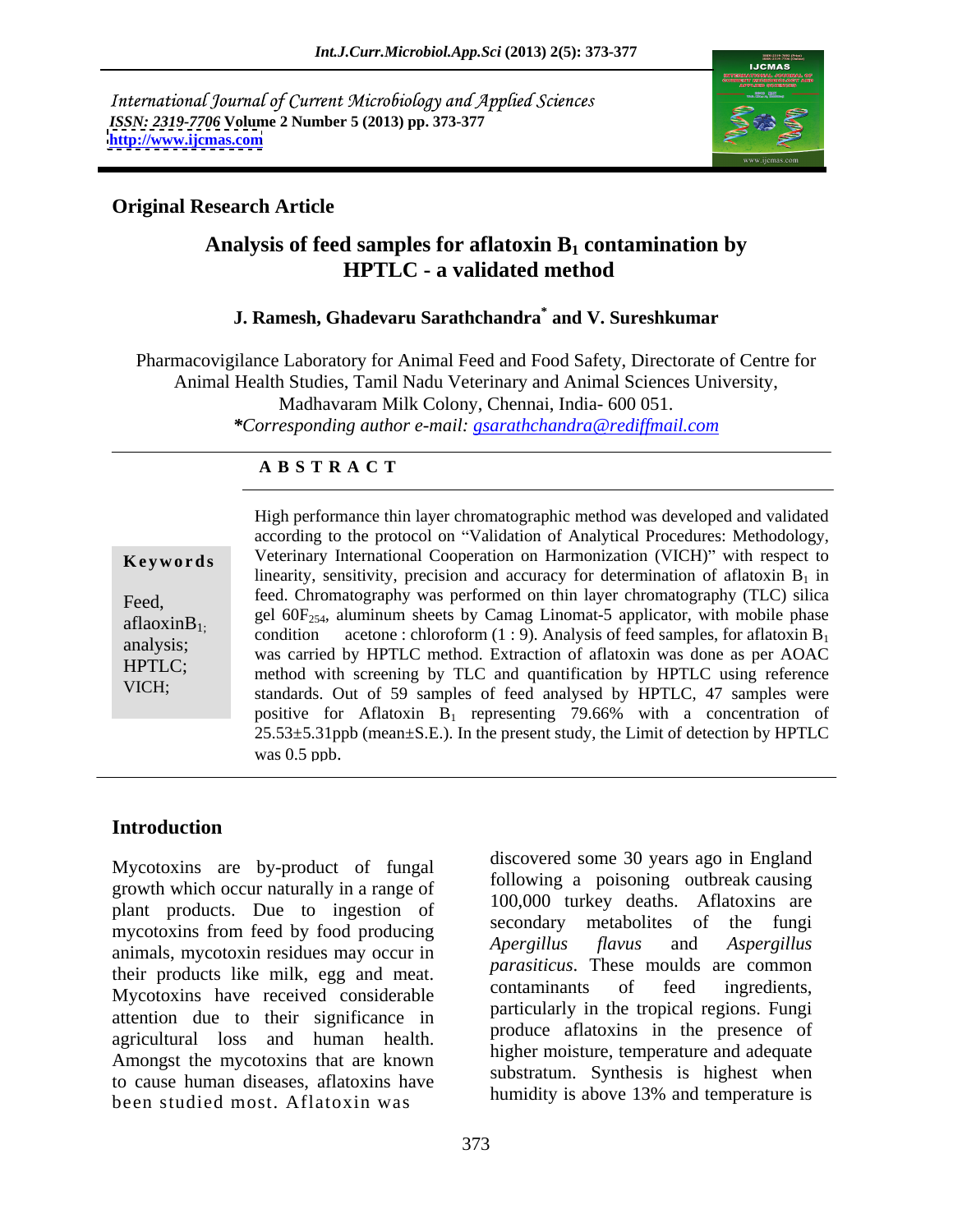International Journal of Current Microbiology and Applied Sciences
*ISSN: 2319-7706* Volume 2 Number 5 (2013) pp. 373-377
http://www.ijcmas.com

**Original Research Article**

# Analysis of feed samples for aflatoxin $B_1$ contamination by HPTLC - a validated method

**J. Ramesh, Ghadevaru Sarathchandra* and V. Sureshkumar**

Pharmacovigilance Laboratory for Animal Feed and Food Safety, Directorate of Centre for Animal Health Studies, Tamil Nadu Veterinary and Animal Sciences University, Madhavaram Milk Colony, Chennai, India- 600 051.
*\*Corresponding author e-mail: gsarathchandra@rediffmail.com*

## A B S T R A C T

**Keywords**

Feed, aflaoxin$B_1$; analysis; HPTLC; VICH;

High performance thin layer chromatographic method was developed and validated according to the protocol on "Validation of Analytical Procedures: Methodology, Veterinary International Cooperation on Harmonization (VICH)" with respect to linearity, sensitivity, precision and accuracy for determination of aflatoxin $B_1$ in feed. Chromatography was performed on thin layer chromatography (TLC) silica gel $60F_{254}$, aluminum sheets by Camag Linomat-5 applicator, with mobile phase condition acetone : chloroform (1 : 9). Analysis of feed samples, for aflatoxin $B_1$ was carried by HPTLC method. Extraction of aflatoxin was done as per AOAC method with screening by TLC and quantification by HPTLC using reference standards. Out of 59 samples of feed analysed by HPTLC, 47 samples were positive for Aflatoxin $B_1$ representing 79.66% with a concentration of 25.53±5.31ppb (mean±S.E.). In the present study, the Limit of detection by HPTLC was 0.5 ppb.

## Introduction

Mycotoxins are by-product of fungal growth which occur naturally in a range of plant products. Due to ingestion of mycotoxins from feed by food producing animals, mycotoxin residues may occur in their products like milk, egg and meat. Mycotoxins have received considerable attention due to their significance in agricultural loss and human health. Amongst the mycotoxins that are known to cause human diseases, aflatoxins have been studied most. Aflatoxin was discovered some 30 years ago in England following a poisoning outbreak causing 100,000 turkey deaths. Aflatoxins are secondary metabolites of the fungi *Apergillus flavus* and *Aspergillus parasiticus*. These moulds are common contaminants of feed ingredients, particularly in the tropical regions. Fungi produce aflatoxins in the presence of higher moisture, temperature and adequate substratum. Synthesis is highest when humidity is above 13% and temperature is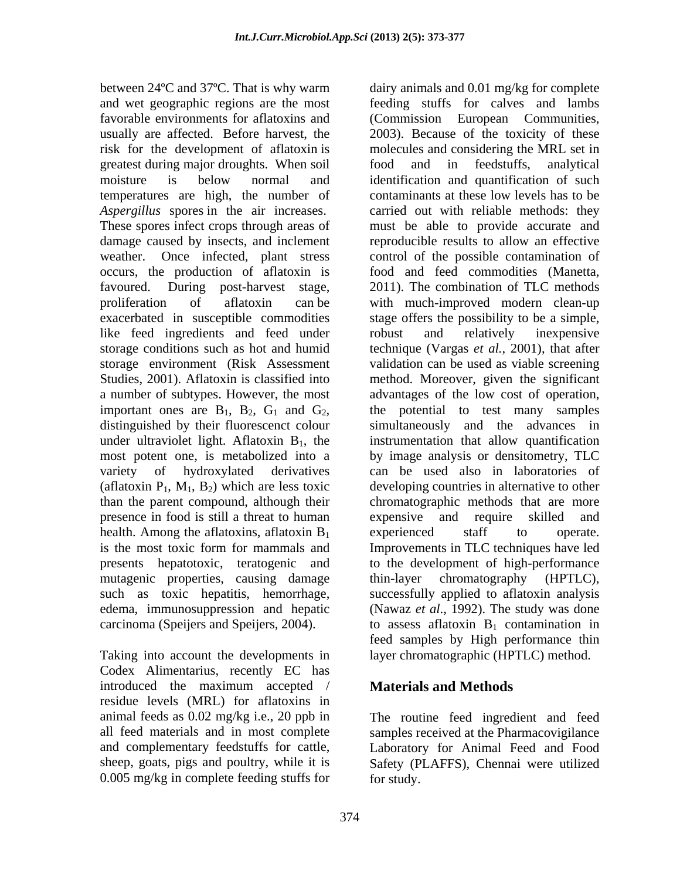between 24ºC and 37ºC. That is why warm and wet geographic regions are the most favorable environments for aflatoxins and usually are affected. Before harvest, the risk for the development of aflatoxin is greatest during major droughts. When soil moisture is below normal and temperatures are high, the number of *Aspergillus* spores in the air increases. These spores infect crops through areas of damage caused by insects, and inclement weather. Once infected, plant stress occurs, the production of aflatoxin is favoured. During post-harvest stage, proliferation of aflatoxin can be exacerbated in susceptible commodities like feed ingredients and feed under storage conditions such as hot and humid storage environment (Risk Assessment Studies, 2001). Aflatoxin is classified into a number of subtypes. However, the most important ones are $B_1$, $B_2$, $G_1$ and $G_2$, distinguished by their fluorescenct colour under ultraviolet light. Aflatoxin $B_1$, the most potent one, is metabolized into a variety of hydroxylated derivatives (aflatoxin $P_1$, $M_1$, $B_2$) which are less toxic than the parent compound, although their presence in food is still a threat to human health. Among the aflatoxins, aflatoxin $B_1$ is the most toxic form for mammals and presents hepatotoxic, teratogenic and mutagenic properties, causing damage such as toxic hepatitis, hemorrhage, edema, immunosuppression and hepatic carcinoma (Speijers and Speijers, 2004).

Taking into account the developments in Codex Alimentarius, recently EC has introduced the maximum accepted / residue levels (MRL) for aflatoxins in animal feeds as 0.02 mg/kg i.e., 20 ppb in all feed materials and in most complete and complementary feedstuffs for cattle, sheep, goats, pigs and poultry, while it is 0.005 mg/kg in complete feeding stuffs for dairy animals and 0.01 mg/kg for complete feeding stuffs for calves and lambs (Commission European Communities, 2003). Because of the toxicity of these molecules and considering the MRL set in food and in feedstuffs, analytical identification and quantification of such contaminants at these low levels has to be carried out with reliable methods: they must be able to provide accurate and reproducible results to allow an effective control of the possible contamination of food and feed commodities (Manetta, 2011). The combination of TLC methods with much-improved modern clean-up stage offers the possibility to be a simple, robust and relatively inexpensive technique (Vargas *et al.*, 2001), that after validation can be used as viable screening method. Moreover, given the significant advantages of the low cost of operation, the potential to test many samples simultaneously and the advances in instrumentation that allow quantification by image analysis or densitometry, TLC can be used also in laboratories of developing countries in alternative to other chromatographic methods that are more expensive and require skilled and experienced staff to operate. Improvements in TLC techniques have led to the development of high-performance thin-layer chromatography (HPTLC), successfully applied to aflatoxin analysis (Nawaz *et al*., 1992). The study was done to assess aflatoxin $B_1$ contamination in feed samples by High performance thin layer chromatographic (HPTLC) method.

## Materials and Methods

The routine feed ingredient and feed samples received at the Pharmacovigilance Laboratory for Animal Feed and Food Safety (PLAFFS), Chennai were utilized for study.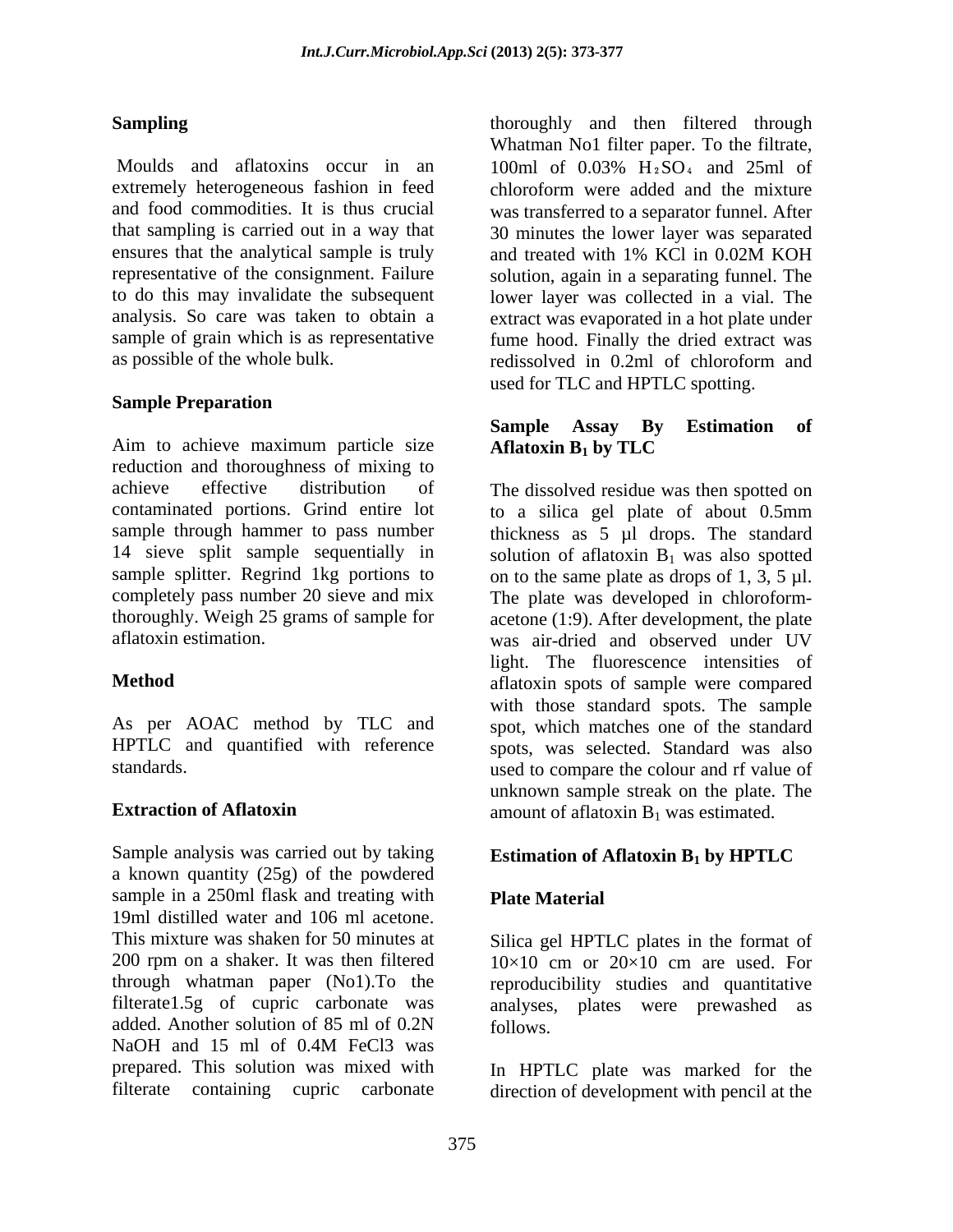## Sampling

Moulds and aflatoxins occur in an extremely heterogeneous fashion in feed and food commodities. It is thus crucial that sampling is carried out in a way that ensures that the analytical sample is truly representative of the consignment. Failure to do this may invalidate the subsequent analysis. So care was taken to obtain a sample of grain which is as representative as possible of the whole bulk.

## Sample Preparation

Aim to achieve maximum particle size reduction and thoroughness of mixing to achieve effective distribution of contaminated portions. Grind entire lot sample through hammer to pass number 14 sieve split sample sequentially in sample splitter. Regrind 1kg portions to completely pass number 20 sieve and mix thoroughly. Weigh 25 grams of sample for aflatoxin estimation.

## Method

As per AOAC method by TLC and HPTLC and quantified with reference standards.

## Extraction of Aflatoxin

Sample analysis was carried out by taking a known quantity (25g) of the powdered sample in a 250ml flask and treating with 19ml distilled water and 106 ml acetone. This mixture was shaken for 50 minutes at 200 rpm on a shaker. It was then filtered through whatman paper (No1).To the filterate1.5g of cupric carbonate was added. Another solution of 85 ml of 0.2N NaOH and 15 ml of 0.4M FeCl3 was prepared. This solution was mixed with filterate containing cupric carbonate thoroughly and then filtered through Whatman No1 filter paper. To the filtrate, 100ml of 0.03% $H_2SO_4$ and 25ml of chloroform were added and the mixture was transferred to a separator funnel. After 30 minutes the lower layer was separated and treated with 1% KCl in 0.02M KOH solution, again in a separating funnel. The lower layer was collected in a vial. The extract was evaporated in a hot plate under fume hood. Finally the dried extract was redissolved in 0.2ml of chloroform and used for TLC and HPTLC spotting.

## Sample Assay By Estimation of Aflatoxin $B_1$ by TLC

The dissolved residue was then spotted on to a silica gel plate of about 0.5mm thickness as 5 µl drops. The standard solution of aflatoxin $B_1$ was also spotted on to the same plate as drops of 1, 3, 5 µl. The plate was developed in chloroform-acetone (1:9). After development, the plate was air-dried and observed under UV light. The fluorescence intensities of aflatoxin spots of sample were compared with those standard spots. The sample spot, which matches one of the standard spots, was selected. Standard was also used to compare the colour and rf value of unknown sample streak on the plate. The amount of aflatoxin $B_1$ was estimated.

## Estimation of Aflatoxin $B_1$ by HPTLC

### Plate Material

Silica gel HPTLC plates in the format of 10×10 cm or 20×10 cm are used. For reproducibility studies and quantitative analyses, plates were prewashed as follows.

In HPTLC plate was marked for the direction of development with pencil at the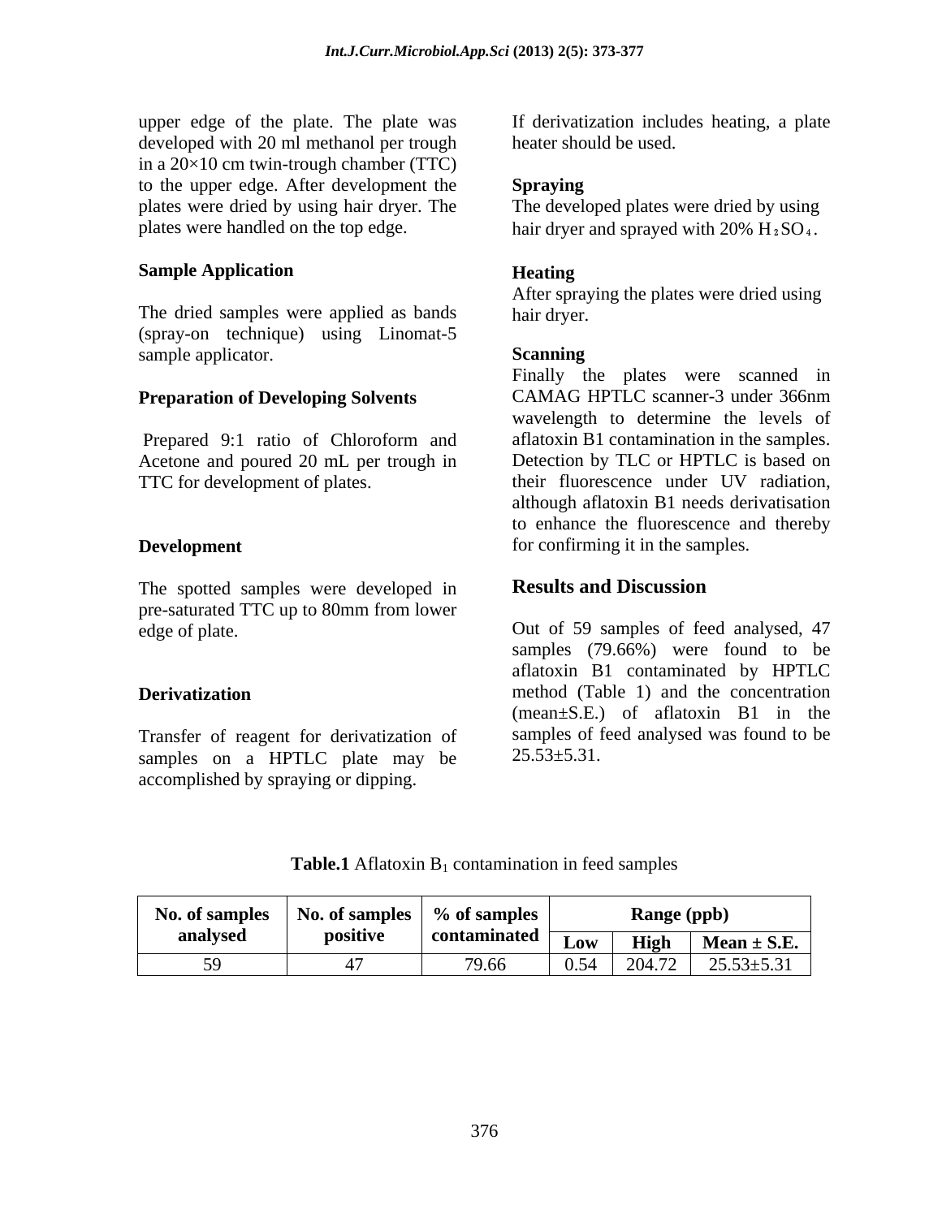upper edge of the plate. The plate was developed with 20 ml methanol per trough in a 20×10 cm twin-trough chamber (TTC) to the upper edge. After development the plates were dried by using hair dryer. The plates were handled on the top edge.

### Sample Application

The dried samples were applied as bands (spray-on technique) using Linomat-5 sample applicator.

### Preparation of Developing Solvents

Prepared 9:1 ratio of Chloroform and Acetone and poured 20 mL per trough in TTC for development of plates.

### Development

The spotted samples were developed in pre-saturated TTC up to 80mm from lower edge of plate.

### Derivatization

Transfer of reagent for derivatization of samples on a HPTLC plate may be accomplished by spraying or dipping.

If derivatization includes heating, a plate heater should be used.

### Spraying

The developed plates were dried by using hair dryer and sprayed with 20% $H_2SO_4$.

### Heating

After spraying the plates were dried using hair dryer.

### Scanning

Finally the plates were scanned in CAMAG HPTLC scanner-3 under 366nm wavelength to determine the levels of aflatoxin B1 contamination in the samples. Detection by TLC or HPTLC is based on their fluorescence under UV radiation, although aflatoxin B1 needs derivatisation to enhance the fluorescence and thereby for confirming it in the samples.

## Results and Discussion

Out of 59 samples of feed analysed, 47 samples (79.66%) were found to be aflatoxin B1 contaminated by HPTLC method (Table 1) and the concentration (mean±S.E.) of aflatoxin B1 in the samples of feed analysed was found to be 25.53±5.31.

**Table.1** Aflatoxin $B_1$ contamination in feed samples

| No. of samples analysed | No. of samples positive | % of samples contaminated | Range (ppb) | | |
|---|---|---|---|---|---|
| | | | Low | High | Mean ± S.E. |
| 59 | 47 | 79.66 | 0.54 | 204.72 | 25.53±5.31 |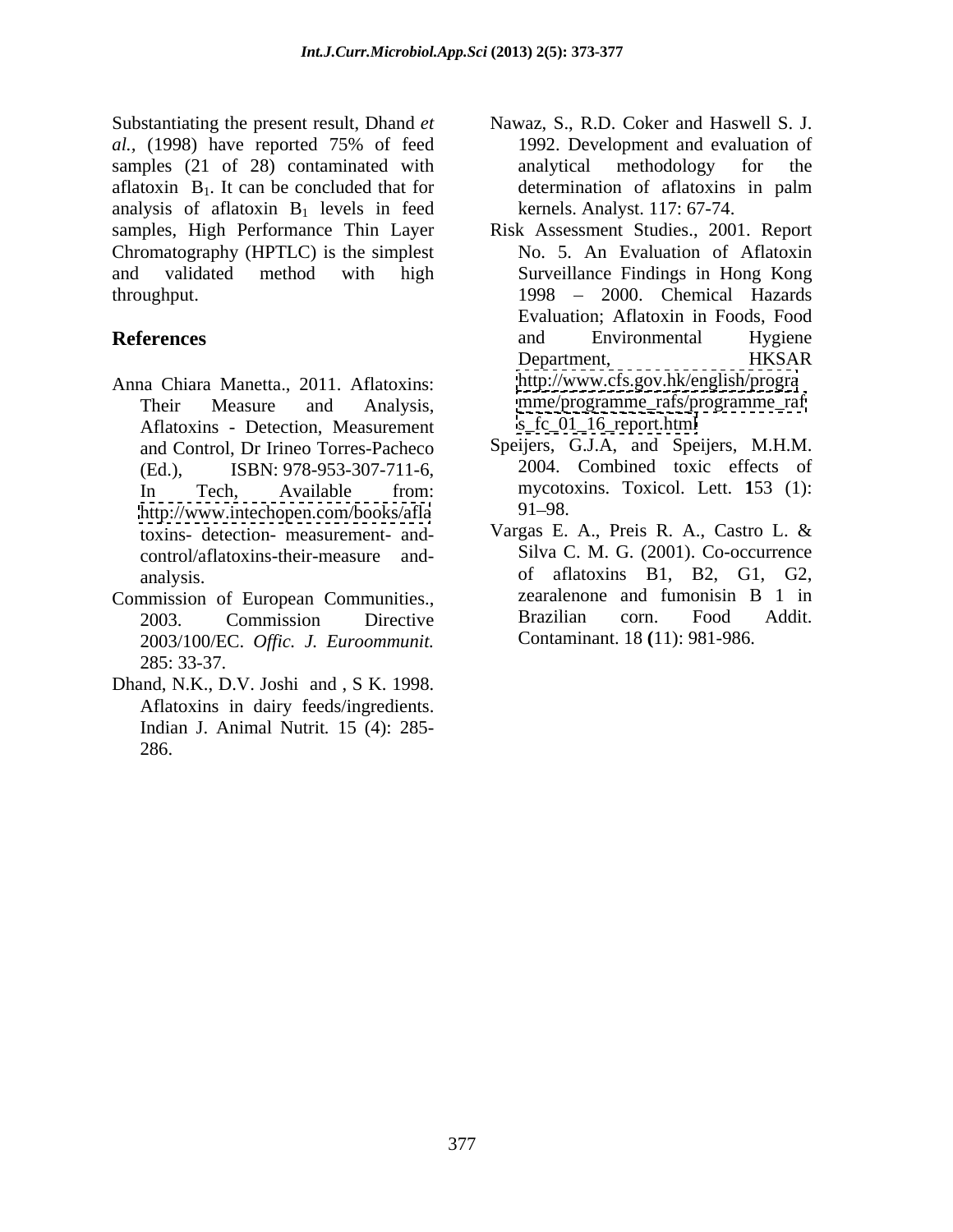Substantiating the present result, Dhand *et al.*, (1998) have reported 75% of feed samples (21 of 28) contaminated with aflatoxin $B_1$. It can be concluded that for analysis of aflatoxin $B_1$ levels in feed samples, High Performance Thin Layer Chromatography (HPTLC) is the simplest and validated method with high throughput.

## References

Anna Chiara Manetta., 2011. Aflatoxins: Their Measure and Analysis, Aflatoxins - Detection, Measurement and Control, Dr Irineo Torres-Pacheco (Ed.), ISBN: 978-953-307-711-6, In Tech, Available from: http://www.intechopen.com/books/aflatoxins- detection- measurement- and-control/aflatoxins-their-measure and-analysis.

Commission of European Communities., 2003. Commission Directive 2003/100/EC. *Offic. J. Euroommunit.* 285: 33-37.

Dhand, N.K., D.V. Joshi and , S K. 1998. Aflatoxins in dairy feeds/ingredients. Indian J. Animal Nutrit*.* 15 (4): 285-286.

Nawaz, S., R.D. Coker and Haswell S. J. 1992. Development and evaluation of analytical methodology for the determination of aflatoxins in palm kernels. Analyst. 117: 67-74.

Risk Assessment Studies., 2001. Report No. 5. An Evaluation of Aflatoxin Surveillance Findings in Hong Kong 1998 – 2000. Chemical Hazards Evaluation; Aflatoxin in Foods, Food and Environmental Hygiene Department, HKSAR http://www.cfs.gov.hk/english/programme/programme_rafs/programme_rafs_fc_01_16_report.html

Speijers, G.J.A, and Speijers, M.H.M. 2004. Combined toxic effects of mycotoxins. Toxicol. Lett. **1**53 (1): 91–98.

Vargas E. A., Preis R. A., Castro L. & Silva C. M. G. (2001). Co-occurrence of aflatoxins B1, B2, G1, G2, zearalenone and fumonisin B 1 in Brazilian corn. Food Addit. Contaminant. 18 **(**11): 981-986.